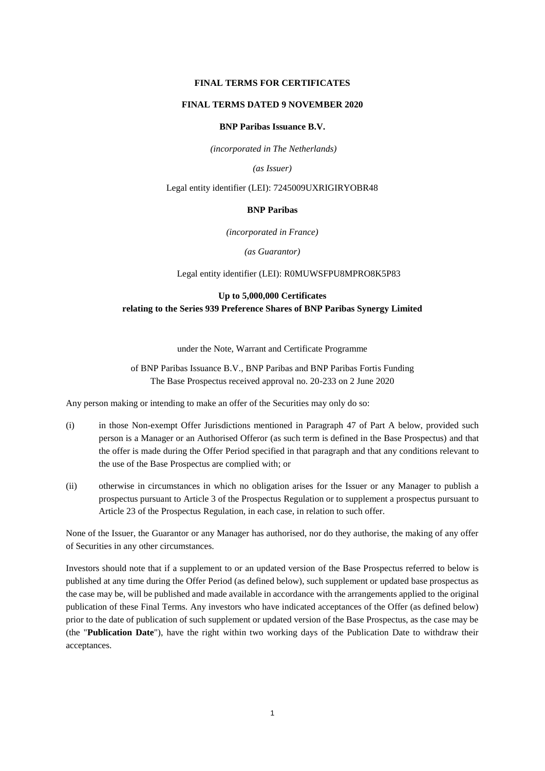**FINAL TERMS FOR CERTIFICATES**

**FINAL TERMS DATED 9 NOVEMBER 2020**

**BNP Paribas Issuance B.V.**

*(incorporated in The Netherlands)*

*(as Issuer)*

Legal entity identifier (LEI): 7245009UXRIGIRYOBR48

**BNP Paribas**

*(incorporated in France)*

*(as Guarantor)*

Legal entity identifier (LEI): R0MUWSFPU8MPRO8K5P83

**Up to 5,000,000 Certificates**
**relating to the Series 939 Preference Shares of BNP Paribas Synergy Limited**

under the Note, Warrant and Certificate Programme

of BNP Paribas Issuance B.V., BNP Paribas and BNP Paribas Fortis Funding
The Base Prospectus received approval no. 20-233 on 2 June 2020

Any person making or intending to make an offer of the Securities may only do so:

(i) in those Non-exempt Offer Jurisdictions mentioned in Paragraph 47 of Part A below, provided such person is a Manager or an Authorised Offeror (as such term is defined in the Base Prospectus) and that the offer is made during the Offer Period specified in that paragraph and that any conditions relevant to the use of the Base Prospectus are complied with; or

(ii) otherwise in circumstances in which no obligation arises for the Issuer or any Manager to publish a prospectus pursuant to Article 3 of the Prospectus Regulation or to supplement a prospectus pursuant to Article 23 of the Prospectus Regulation, in each case, in relation to such offer.

None of the Issuer, the Guarantor or any Manager has authorised, nor do they authorise, the making of any offer of Securities in any other circumstances.

Investors should note that if a supplement to or an updated version of the Base Prospectus referred to below is published at any time during the Offer Period (as defined below), such supplement or updated base prospectus as the case may be, will be published and made available in accordance with the arrangements applied to the original publication of these Final Terms. Any investors who have indicated acceptances of the Offer (as defined below) prior to the date of publication of such supplement or updated version of the Base Prospectus, as the case may be (the "**Publication Date**"), have the right within two working days of the Publication Date to withdraw their acceptances.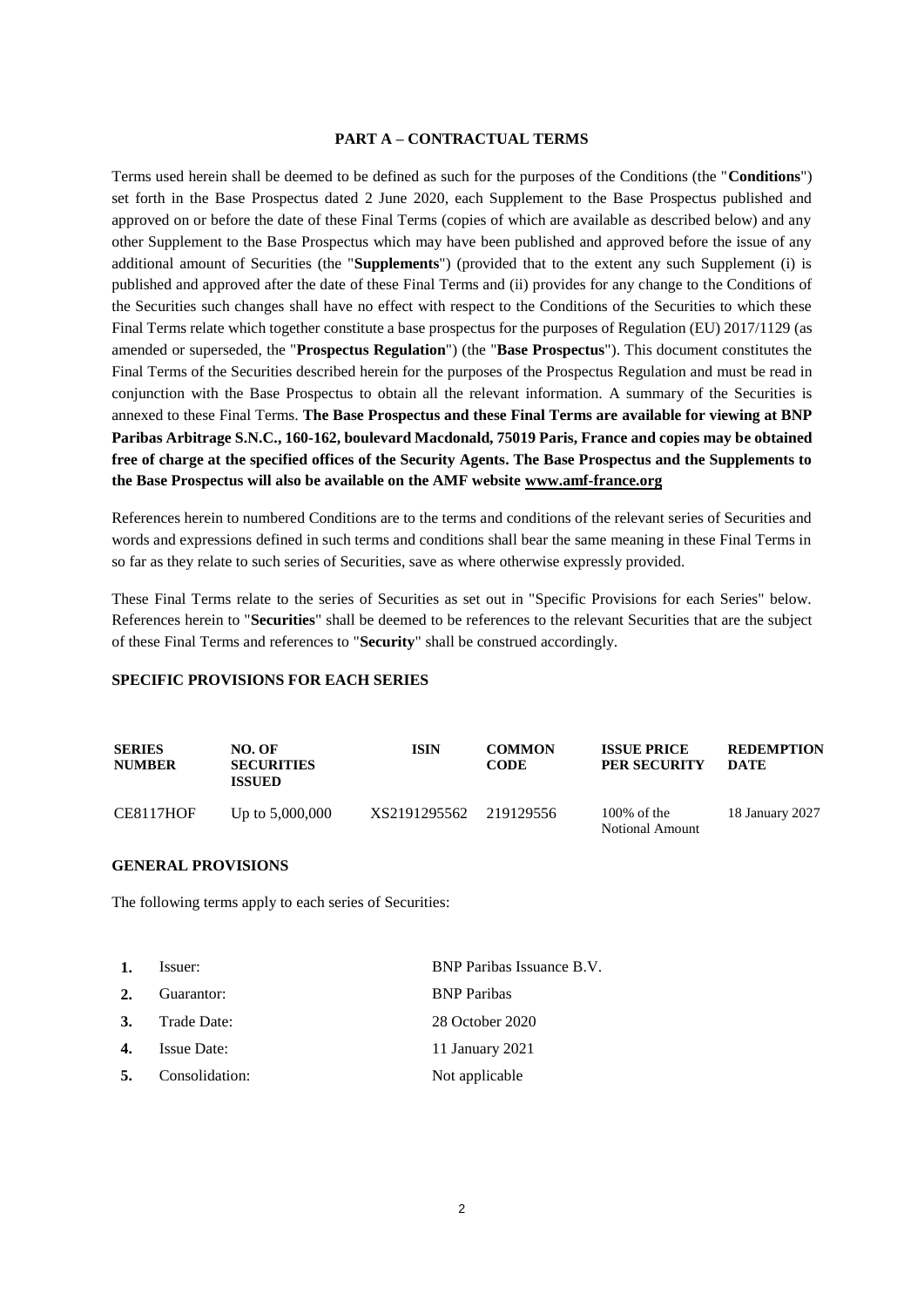## PART A – CONTRACTUAL TERMS

Terms used herein shall be deemed to be defined as such for the purposes of the Conditions (the "**Conditions**") set forth in the Base Prospectus dated 2 June 2020, each Supplement to the Base Prospectus published and approved on or before the date of these Final Terms (copies of which are available as described below) and any other Supplement to the Base Prospectus which may have been published and approved before the issue of any additional amount of Securities (the "**Supplements**") (provided that to the extent any such Supplement (i) is published and approved after the date of these Final Terms and (ii) provides for any change to the Conditions of the Securities such changes shall have no effect with respect to the Conditions of the Securities to which these Final Terms relate which together constitute a base prospectus for the purposes of Regulation (EU) 2017/1129 (as amended or superseded, the "**Prospectus Regulation**") (the "**Base Prospectus**"). This document constitutes the Final Terms of the Securities described herein for the purposes of the Prospectus Regulation and must be read in conjunction with the Base Prospectus to obtain all the relevant information. A summary of the Securities is annexed to these Final Terms. **The Base Prospectus and these Final Terms are available for viewing at BNP Paribas Arbitrage S.N.C., 160-162, boulevard Macdonald, 75019 Paris, France and copies may be obtained free of charge at the specified offices of the Security Agents. The Base Prospectus and the Supplements to the Base Prospectus will also be available on the AMF website www.amf-france.org**

References herein to numbered Conditions are to the terms and conditions of the relevant series of Securities and words and expressions defined in such terms and conditions shall bear the same meaning in these Final Terms in so far as they relate to such series of Securities, save as where otherwise expressly provided.

These Final Terms relate to the series of Securities as set out in "Specific Provisions for each Series" below. References herein to "**Securities**" shall be deemed to be references to the relevant Securities that are the subject of these Final Terms and references to "**Security**" shall be construed accordingly.

### SPECIFIC PROVISIONS FOR EACH SERIES

| SERIES NUMBER | NO. OF SECURITIES ISSUED | ISIN | COMMON CODE | ISSUE PRICE PER SECURITY | REDEMPTION DATE |
|---|---|---|---|---|---|
| CE8117HOF | Up to 5,000,000 | XS2191295562 | 219129556 | 100% of the Notional Amount | 18 January 2027 |

### GENERAL PROVISIONS

The following terms apply to each series of Securities:

| | | |
|---|---|---|
| **1.** | Issuer: | BNP Paribas Issuance B.V. |
| **2.** | Guarantor: | BNP Paribas |
| **3.** | Trade Date: | 28 October 2020 |
| **4.** | Issue Date: | 11 January 2021 |
| **5.** | Consolidation: | Not applicable |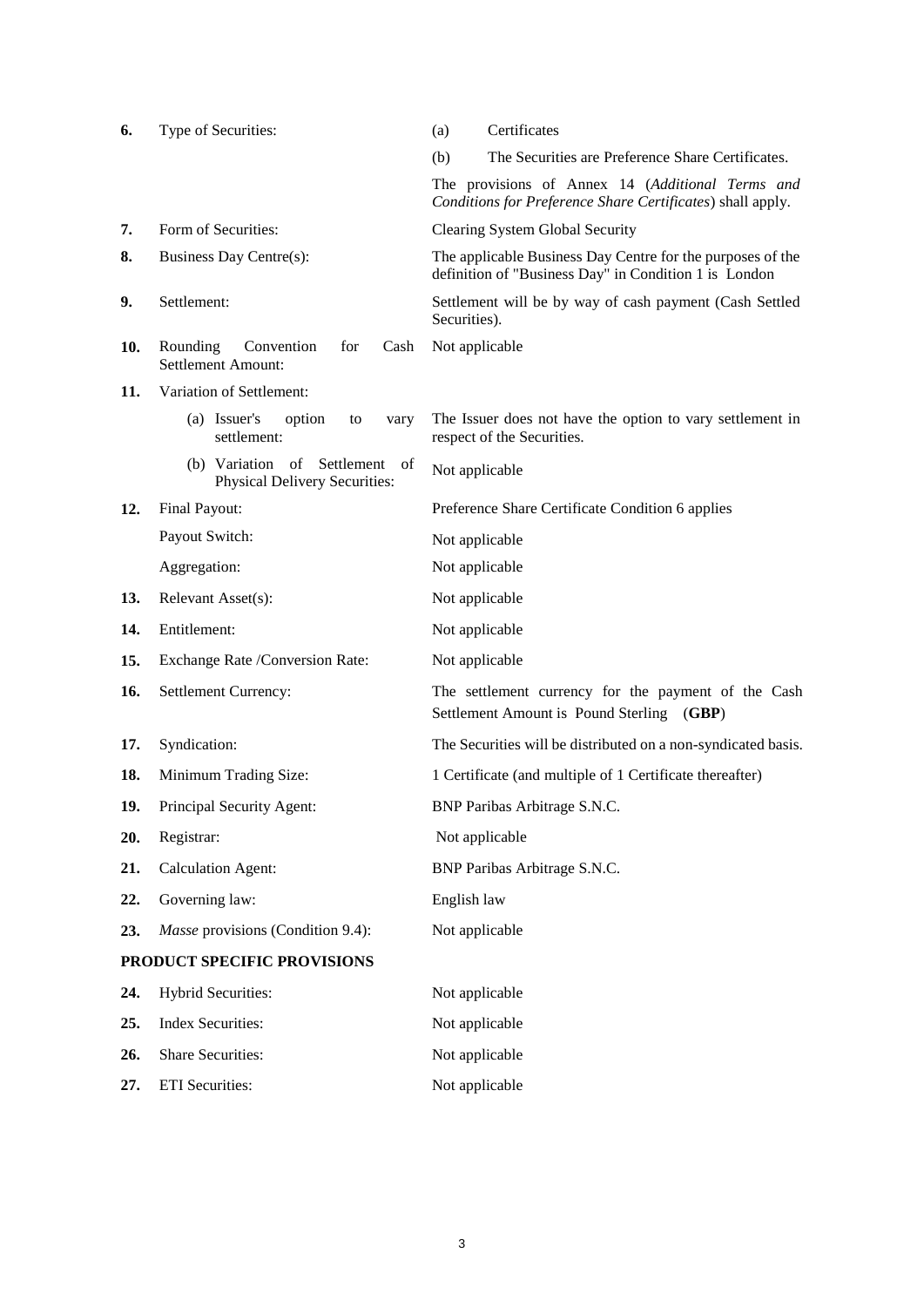| | | |
|---|---|---|
| **6.** | Type of Securities: | (a) Certificates |
| | | (b) The Securities are Preference Share Certificates. |
| | | The provisions of Annex 14 (*Additional Terms and Conditions for Preference Share Certificates*) shall apply. |
| **7.** | Form of Securities: | Clearing System Global Security |
| **8.** | Business Day Centre(s): | The applicable Business Day Centre for the purposes of the definition of "Business Day" in Condition 1 is London |
| **9.** | Settlement: | Settlement will be by way of cash payment (Cash Settled Securities). |
| **10.** | Rounding Convention for Cash Settlement Amount: | Not applicable |
| **11.** | Variation of Settlement: | |
| | (a) Issuer's option to vary settlement: | The Issuer does not have the option to vary settlement in respect of the Securities. |
| | (b) Variation of Settlement of Physical Delivery Securities: | Not applicable |
| **12.** | Final Payout: | Preference Share Certificate Condition 6 applies |
| | Payout Switch: | Not applicable |
| | Aggregation: | Not applicable |
| **13.** | Relevant Asset(s): | Not applicable |
| **14.** | Entitlement: | Not applicable |
| **15.** | Exchange Rate /Conversion Rate: | Not applicable |
| **16.** | Settlement Currency: | The settlement currency for the payment of the Cash Settlement Amount is Pound Sterling (**GBP**) |
| **17.** | Syndication: | The Securities will be distributed on a non-syndicated basis. |
| **18.** | Minimum Trading Size: | 1 Certificate (and multiple of 1 Certificate thereafter) |
| **19.** | Principal Security Agent: | BNP Paribas Arbitrage S.N.C. |
| **20.** | Registrar: | Not applicable |
| **21.** | Calculation Agent: | BNP Paribas Arbitrage S.N.C. |
| **22.** | Governing law: | English law |
| **23.** | *Masse* provisions (Condition 9.4): | Not applicable |

**PRODUCT SPECIFIC PROVISIONS**

| | | |
|---|---|---|
| **24.** | Hybrid Securities: | Not applicable |
| **25.** | Index Securities: | Not applicable |
| **26.** | Share Securities: | Not applicable |
| **27.** | ETI Securities: | Not applicable |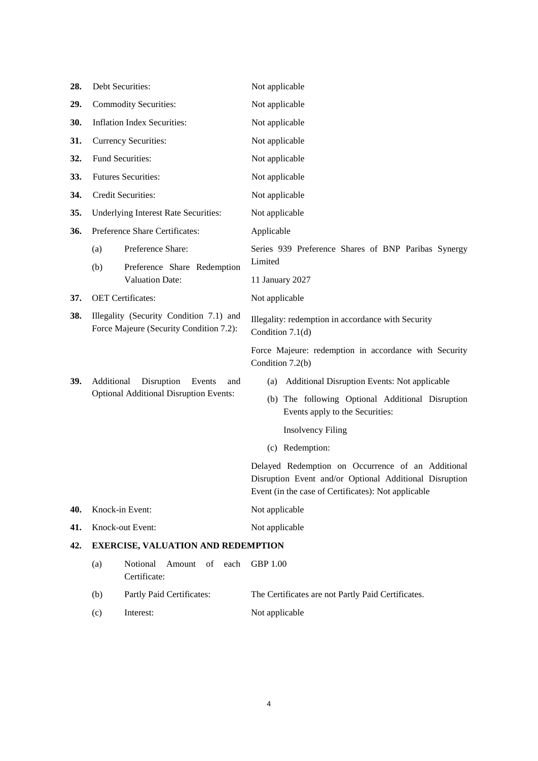| | | |
|---|---|---|
| **28.** | Debt Securities: | Not applicable |
| **29.** | Commodity Securities: | Not applicable |
| **30.** | Inflation Index Securities: | Not applicable |
| **31.** | Currency Securities: | Not applicable |
| **32.** | Fund Securities: | Not applicable |
| **33.** | Futures Securities: | Not applicable |
| **34.** | Credit Securities: | Not applicable |
| **35.** | Underlying Interest Rate Securities: | Not applicable |
| **36.** | Preference Share Certificates: | Applicable |
| | (a) Preference Share: | Series 939 Preference Shares of BNP Paribas Synergy Limited |
| | (b) Preference Share Redemption Valuation Date: | 11 January 2027 |
| **37.** | OET Certificates: | Not applicable |
| **38.** | Illegality (Security Condition 7.1) and Force Majeure (Security Condition 7.2): | Illegality: redemption in accordance with Security Condition 7.1(d)<br><br>Force Majeure: redemption in accordance with Security Condition 7.2(b) |
| **39.** | Additional Disruption Events and Optional Additional Disruption Events: | (a) Additional Disruption Events: Not applicable<br><br>(b) The following Optional Additional Disruption Events apply to the Securities:<br><br>Insolvency Filing<br><br>(c) Redemption:<br><br>Delayed Redemption on Occurrence of an Additional Disruption Event and/or Optional Additional Disruption Event (in the case of Certificates): Not applicable |
| **40.** | Knock-in Event: | Not applicable |
| **41.** | Knock-out Event: | Not applicable |
| **42.** | **EXERCISE, VALUATION AND REDEMPTION** | |
| | (a) Notional Amount of each Certificate: | GBP 1.00 |
| | (b) Partly Paid Certificates: | The Certificates are not Partly Paid Certificates. |
| | (c) Interest: | Not applicable |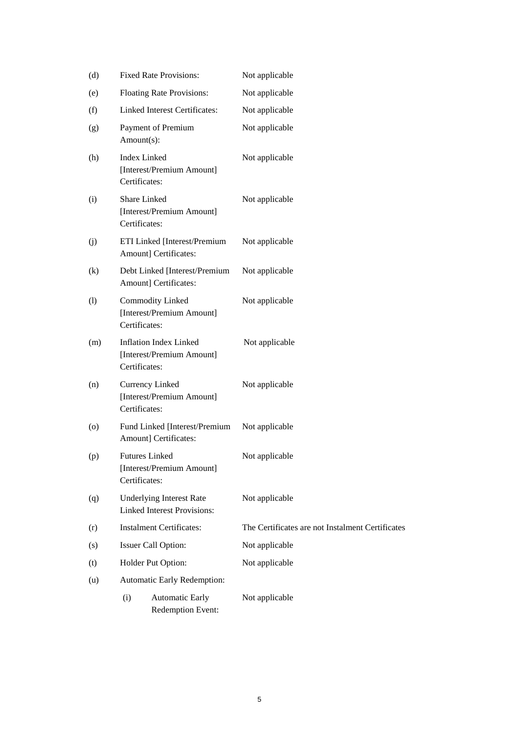| | | |
|---|---|---|
| (d) | Fixed Rate Provisions: | Not applicable |
| (e) | Floating Rate Provisions: | Not applicable |
| (f) | Linked Interest Certificates: | Not applicable |
| (g) | Payment of Premium Amount(s): | Not applicable |
| (h) | Index Linked [Interest/Premium Amount] Certificates: | Not applicable |
| (i) | Share Linked [Interest/Premium Amount] Certificates: | Not applicable |
| (j) | ETI Linked [Interest/Premium Amount] Certificates: | Not applicable |
| (k) | Debt Linked [Interest/Premium Amount] Certificates: | Not applicable |
| (l) | Commodity Linked [Interest/Premium Amount] Certificates: | Not applicable |
| (m) | Inflation Index Linked [Interest/Premium Amount] Certificates: | Not applicable |
| (n) | Currency Linked [Interest/Premium Amount] Certificates: | Not applicable |
| (o) | Fund Linked [Interest/Premium Amount] Certificates: | Not applicable |
| (p) | Futures Linked [Interest/Premium Amount] Certificates: | Not applicable |
| (q) | Underlying Interest Rate Linked Interest Provisions: | Not applicable |
| (r) | Instalment Certificates: | The Certificates are not Instalment Certificates |
| (s) | Issuer Call Option: | Not applicable |
| (t) | Holder Put Option: | Not applicable |
| (u) | Automatic Early Redemption: | |
| | (i) Automatic Early Redemption Event: | Not applicable |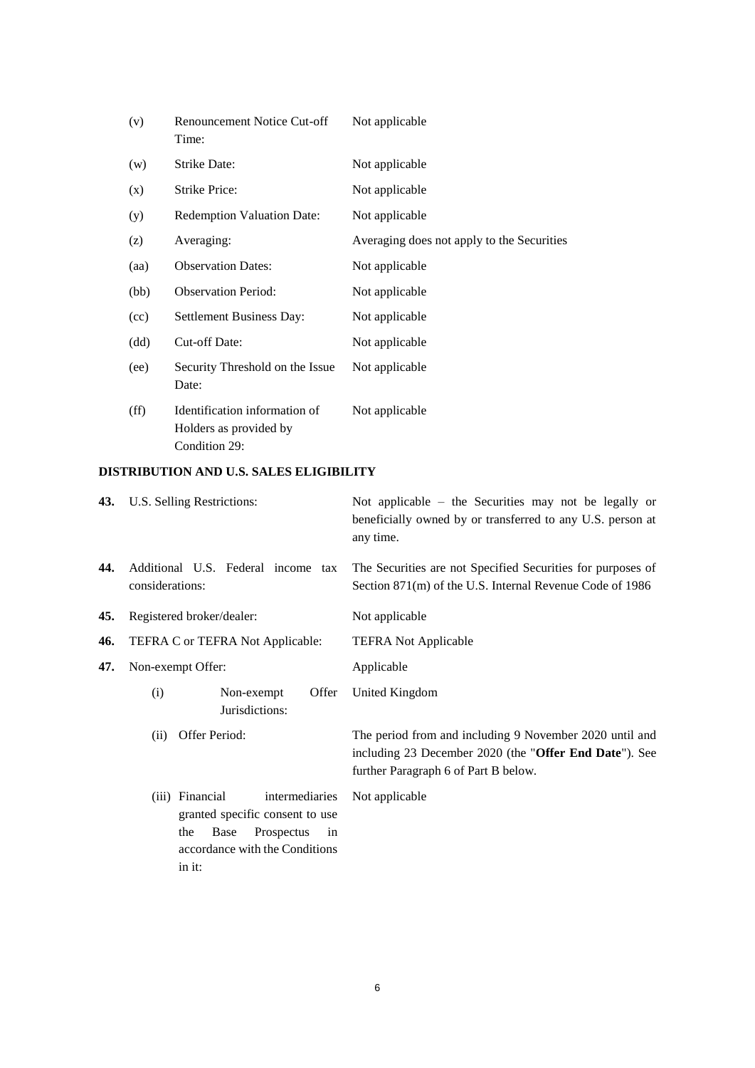| | | |
|---|---|---|
| (v) | Renouncement Notice Cut-off Time: | Not applicable |
| (w) | Strike Date: | Not applicable |
| (x) | Strike Price: | Not applicable |
| (y) | Redemption Valuation Date: | Not applicable |
| (z) | Averaging: | Averaging does not apply to the Securities |
| (aa) | Observation Dates: | Not applicable |
| (bb) | Observation Period: | Not applicable |
| (cc) | Settlement Business Day: | Not applicable |
| (dd) | Cut-off Date: | Not applicable |
| (ee) | Security Threshold on the Issue Date: | Not applicable |
| (ff) | Identification information of Holders as provided by Condition 29: | Not applicable |

**DISTRIBUTION AND U.S. SALES ELIGIBILITY**

| | | |
|---|---|---|
| **43.** | U.S. Selling Restrictions: | Not applicable – the Securities may not be legally or beneficially owned by or transferred to any U.S. person at any time. |
| **44.** | Additional U.S. Federal income tax considerations: | The Securities are not Specified Securities for purposes of Section 871(m) of the U.S. Internal Revenue Code of 1986 |
| **45.** | Registered broker/dealer: | Not applicable |
| **46.** | TEFRA C or TEFRA Not Applicable: | TEFRA Not Applicable |
| **47.** | Non-exempt Offer: | Applicable |
| | (i) Non-exempt Offer Jurisdictions: | United Kingdom |
| | (ii) Offer Period: | The period from and including 9 November 2020 until and including 23 December 2020 (the "**Offer End Date**"). See further Paragraph 6 of Part B below. |
| | (iii) Financial intermediaries granted specific consent to use the Base Prospectus in accordance with the Conditions in it: | Not applicable |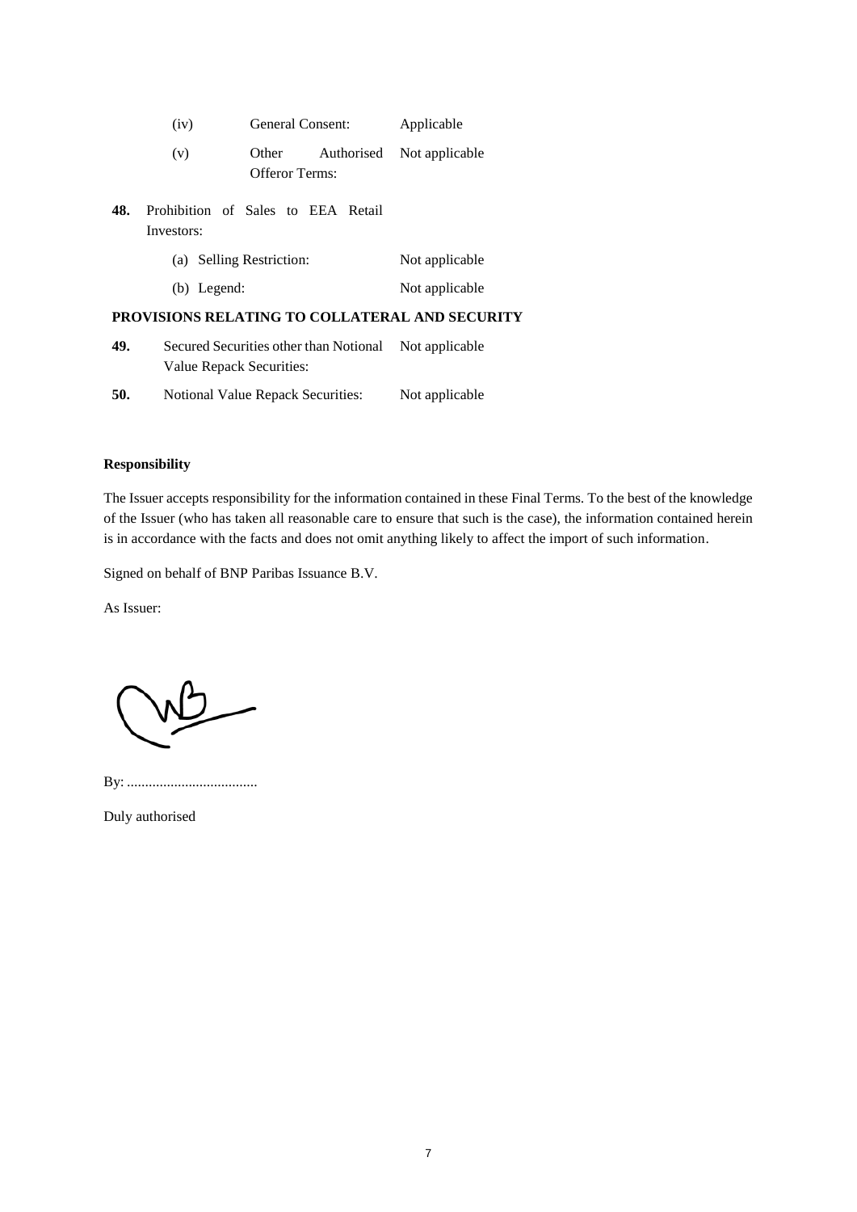| | | | |
|---|---|---|---|
| | (iv) | General Consent: | Applicable |
| | (v) | Other Authorised Offeror Terms: | Not applicable |
| **48.** | Prohibition of Sales to EEA Retail Investors: | | |
| | (a) | Selling Restriction: | Not applicable |
| | (b) | Legend: | Not applicable |

**PROVISIONS RELATING TO COLLATERAL AND SECURITY**

| | | |
|---|---|---|
| **49.** | Secured Securities other than Notional Value Repack Securities: | Not applicable |
| **50.** | Notional Value Repack Securities: | Not applicable |

**Responsibility**

The Issuer accepts responsibility for the information contained in these Final Terms. To the best of the knowledge of the Issuer (who has taken all reasonable care to ensure that such is the case), the information contained herein is in accordance with the facts and does not omit anything likely to affect the import of such information.

Signed on behalf of BNP Paribas Issuance B.V.

As Issuer:

By: ....................................

Duly authorised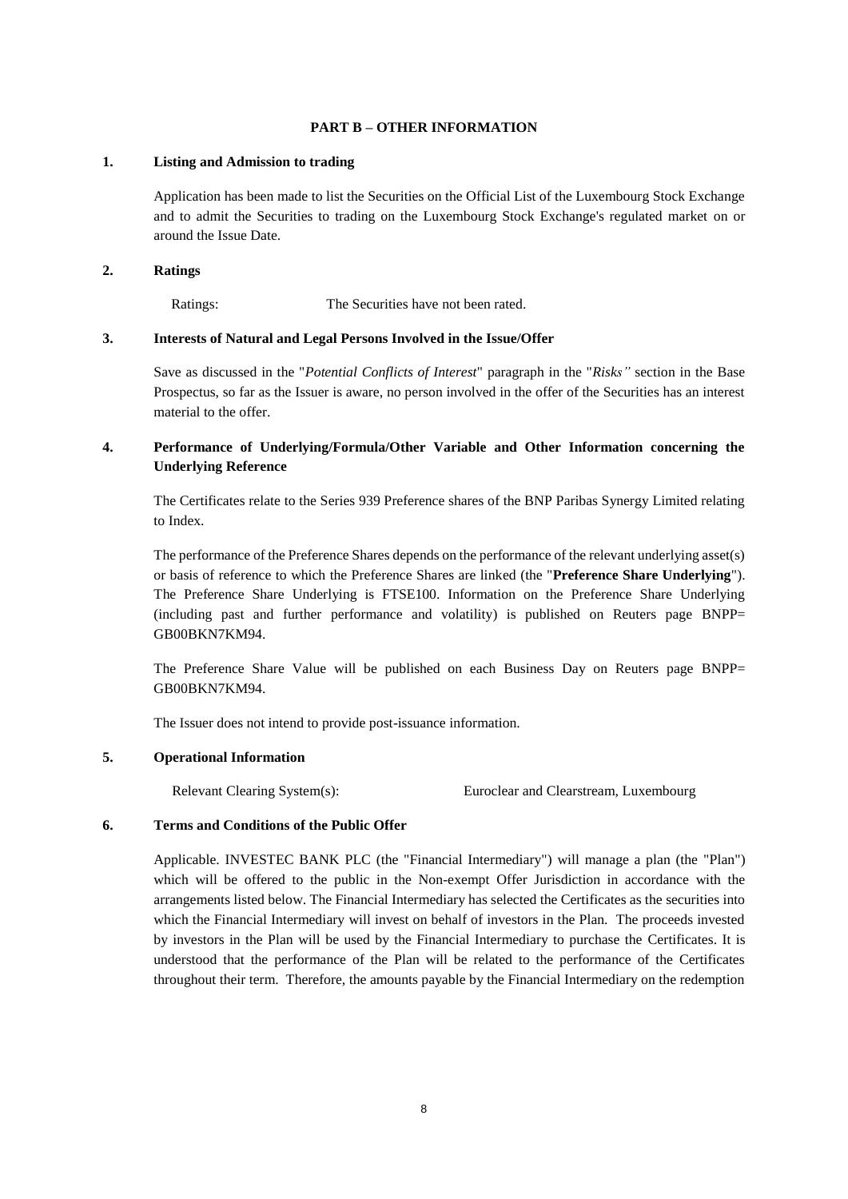# PART B – OTHER INFORMATION

## 1. Listing and Admission to trading

Application has been made to list the Securities on the Official List of the Luxembourg Stock Exchange and to admit the Securities to trading on the Luxembourg Stock Exchange's regulated market on or around the Issue Date.

## 2. Ratings

Ratings: The Securities have not been rated.

## 3. Interests of Natural and Legal Persons Involved in the Issue/Offer

Save as discussed in the "*Potential Conflicts of Interest*" paragraph in the "*Risks"* section in the Base Prospectus, so far as the Issuer is aware, no person involved in the offer of the Securities has an interest material to the offer.

## 4. Performance of Underlying/Formula/Other Variable and Other Information concerning the Underlying Reference

The Certificates relate to the Series 939 Preference shares of the BNP Paribas Synergy Limited relating to Index.

The performance of the Preference Shares depends on the performance of the relevant underlying asset(s) or basis of reference to which the Preference Shares are linked (the "**Preference Share Underlying**"). The Preference Share Underlying is FTSE100. Information on the Preference Share Underlying (including past and further performance and volatility) is published on Reuters page BNPP= GB00BKN7KM94.

The Preference Share Value will be published on each Business Day on Reuters page BNPP= GB00BKN7KM94.

The Issuer does not intend to provide post-issuance information.

## 5. Operational Information

Relevant Clearing System(s): Euroclear and Clearstream, Luxembourg

## 6. Terms and Conditions of the Public Offer

Applicable. INVESTEC BANK PLC (the "Financial Intermediary") will manage a plan (the "Plan") which will be offered to the public in the Non-exempt Offer Jurisdiction in accordance with the arrangements listed below. The Financial Intermediary has selected the Certificates as the securities into which the Financial Intermediary will invest on behalf of investors in the Plan. The proceeds invested by investors in the Plan will be used by the Financial Intermediary to purchase the Certificates. It is understood that the performance of the Plan will be related to the performance of the Certificates throughout their term. Therefore, the amounts payable by the Financial Intermediary on the redemption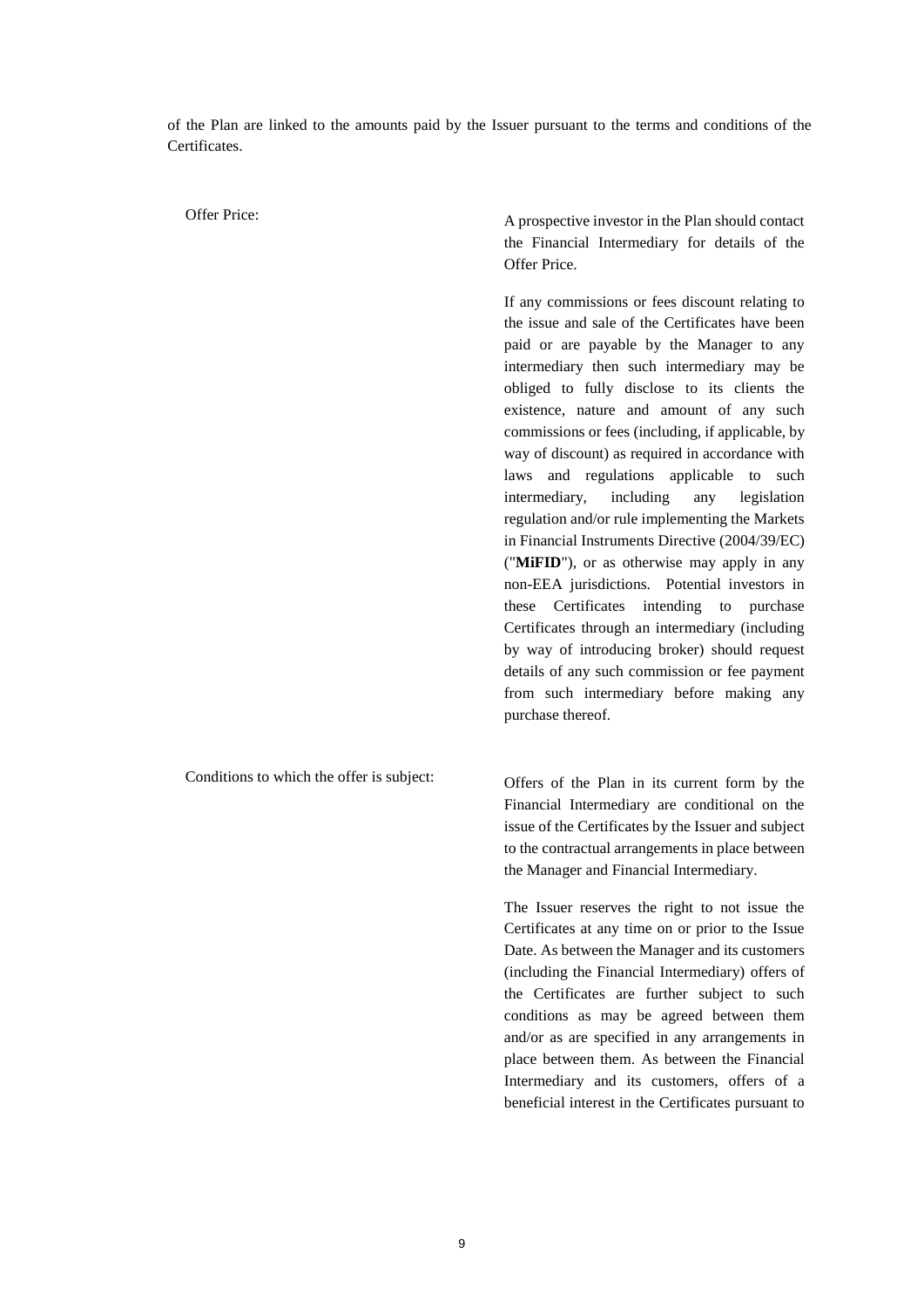of the Plan are linked to the amounts paid by the Issuer pursuant to the terms and conditions of the Certificates.

| | |
|---|---|
| Offer Price: | A prospective investor in the Plan should contact the Financial Intermediary for details of the Offer Price.<br><br>If any commissions or fees discount relating to the issue and sale of the Certificates have been paid or are payable by the Manager to any intermediary then such intermediary may be obliged to fully disclose to its clients the existence, nature and amount of any such commissions or fees (including, if applicable, by way of discount) as required in accordance with laws and regulations applicable to such intermediary, including any legislation regulation and/or rule implementing the Markets in Financial Instruments Directive (2004/39/EC) ("**MiFID**"), or as otherwise may apply in any non-EEA jurisdictions. Potential investors in these Certificates intending to purchase Certificates through an intermediary (including by way of introducing broker) should request details of any such commission or fee payment from such intermediary before making any purchase thereof. |
| Conditions to which the offer is subject: | Offers of the Plan in its current form by the Financial Intermediary are conditional on the issue of the Certificates by the Issuer and subject to the contractual arrangements in place between the Manager and Financial Intermediary.<br><br>The Issuer reserves the right to not issue the Certificates at any time on or prior to the Issue Date. As between the Manager and its customers (including the Financial Intermediary) offers of the Certificates are further subject to such conditions as may be agreed between them and/or as are specified in any arrangements in place between them. As between the Financial Intermediary and its customers, offers of a beneficial interest in the Certificates pursuant to |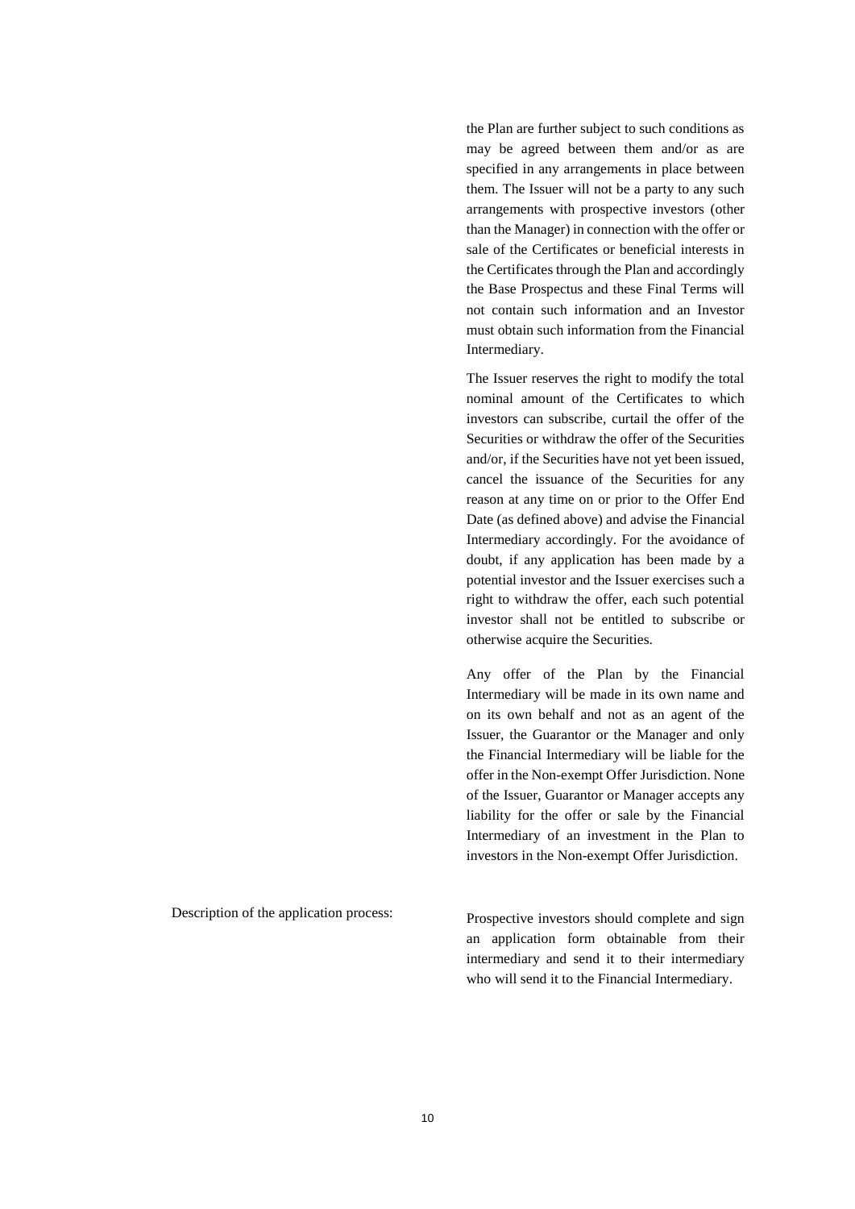| | |
|---|---|
| | the Plan are further subject to such conditions as may be agreed between them and/or as are specified in any arrangements in place between them. The Issuer will not be a party to any such arrangements with prospective investors (other than the Manager) in connection with the offer or sale of the Certificates or beneficial interests in the Certificates through the Plan and accordingly the Base Prospectus and these Final Terms will not contain such information and an Investor must obtain such information from the Financial Intermediary.<br><br>The Issuer reserves the right to modify the total nominal amount of the Certificates to which investors can subscribe, curtail the offer of the Securities or withdraw the offer of the Securities and/or, if the Securities have not yet been issued, cancel the issuance of the Securities for any reason at any time on or prior to the Offer End Date (as defined above) and advise the Financial Intermediary accordingly. For the avoidance of doubt, if any application has been made by a potential investor and the Issuer exercises such a right to withdraw the offer, each such potential investor shall not be entitled to subscribe or otherwise acquire the Securities.<br><br>Any offer of the Plan by the Financial Intermediary will be made in its own name and on its own behalf and not as an agent of the Issuer, the Guarantor or the Manager and only the Financial Intermediary will be liable for the offer in the Non-exempt Offer Jurisdiction. None of the Issuer, Guarantor or Manager accepts any liability for the offer or sale by the Financial Intermediary of an investment in the Plan to investors in the Non-exempt Offer Jurisdiction. |
| Description of the application process: | Prospective investors should complete and sign an application form obtainable from their intermediary and send it to their intermediary who will send it to the Financial Intermediary. |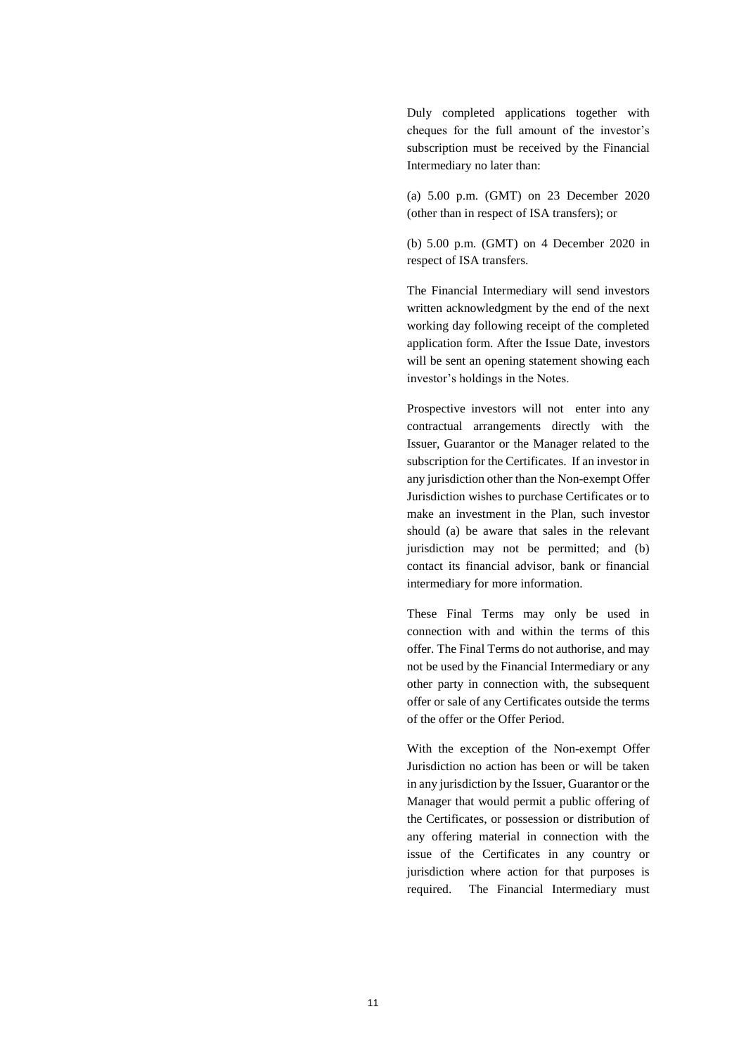Duly completed applications together with cheques for the full amount of the investor's subscription must be received by the Financial Intermediary no later than:

(a) 5.00 p.m. (GMT) on 23 December 2020 (other than in respect of ISA transfers); or

(b) 5.00 p.m. (GMT) on 4 December 2020 in respect of ISA transfers.

The Financial Intermediary will send investors written acknowledgment by the end of the next working day following receipt of the completed application form. After the Issue Date, investors will be sent an opening statement showing each investor's holdings in the Notes.

Prospective investors will not enter into any contractual arrangements directly with the Issuer, Guarantor or the Manager related to the subscription for the Certificates. If an investor in any jurisdiction other than the Non-exempt Offer Jurisdiction wishes to purchase Certificates or to make an investment in the Plan, such investor should (a) be aware that sales in the relevant jurisdiction may not be permitted; and (b) contact its financial advisor, bank or financial intermediary for more information.

These Final Terms may only be used in connection with and within the terms of this offer. The Final Terms do not authorise, and may not be used by the Financial Intermediary or any other party in connection with, the subsequent offer or sale of any Certificates outside the terms of the offer or the Offer Period.

With the exception of the Non-exempt Offer Jurisdiction no action has been or will be taken in any jurisdiction by the Issuer, Guarantor or the Manager that would permit a public offering of the Certificates, or possession or distribution of any offering material in connection with the issue of the Certificates in any country or jurisdiction where action for that purposes is required. The Financial Intermediary must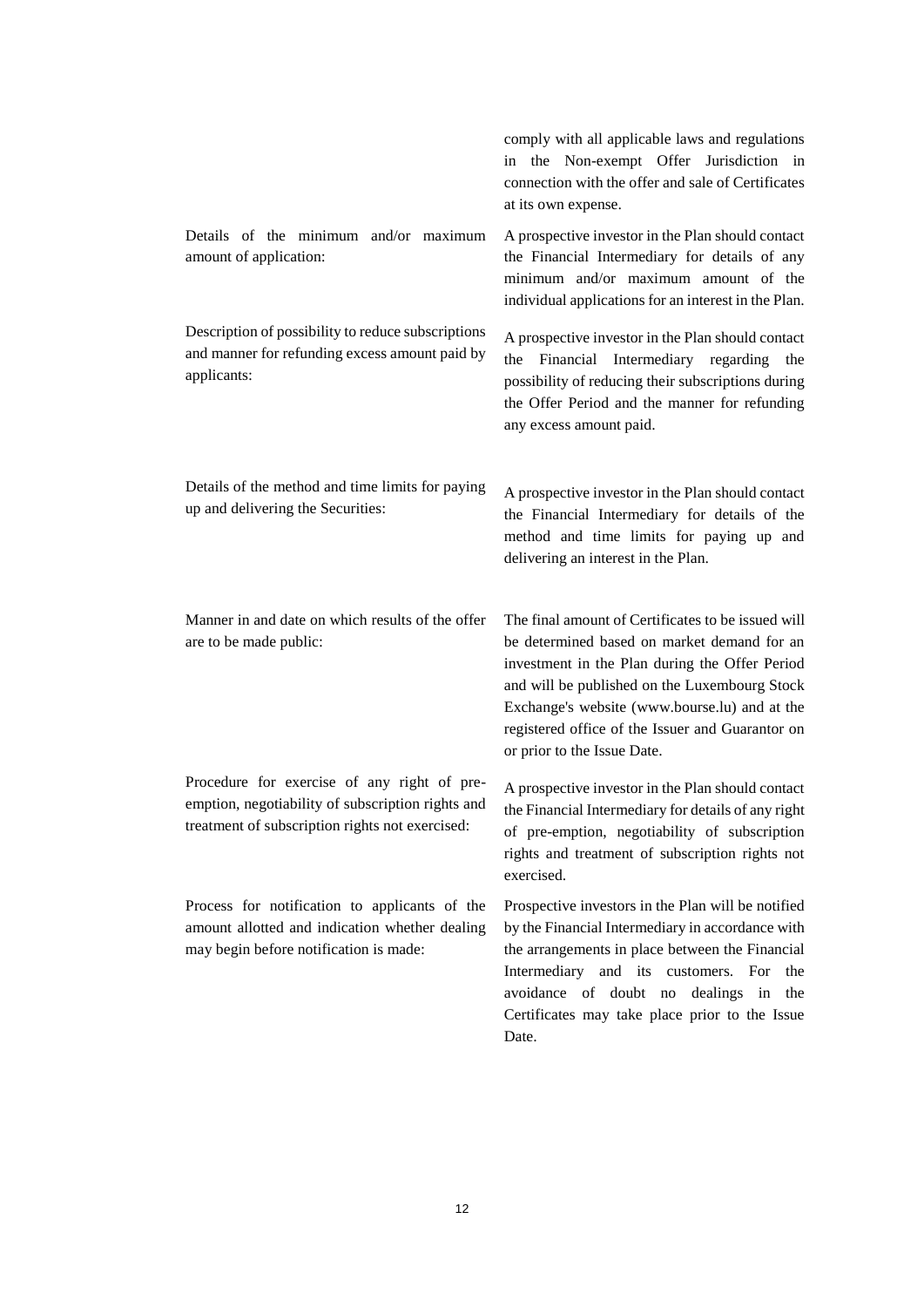| | |
|---|---|
| | comply with all applicable laws and regulations in the Non-exempt Offer Jurisdiction in connection with the offer and sale of Certificates at its own expense. |
| Details of the minimum and/or maximum amount of application: | A prospective investor in the Plan should contact the Financial Intermediary for details of any minimum and/or maximum amount of the individual applications for an interest in the Plan. |
| Description of possibility to reduce subscriptions and manner for refunding excess amount paid by applicants: | A prospective investor in the Plan should contact the Financial Intermediary regarding the possibility of reducing their subscriptions during the Offer Period and the manner for refunding any excess amount paid. |
| Details of the method and time limits for paying up and delivering the Securities: | A prospective investor in the Plan should contact the Financial Intermediary for details of the method and time limits for paying up and delivering an interest in the Plan. |
| Manner in and date on which results of the offer are to be made public: | The final amount of Certificates to be issued will be determined based on market demand for an investment in the Plan during the Offer Period and will be published on the Luxembourg Stock Exchange's website (www.bourse.lu) and at the registered office of the Issuer and Guarantor on or prior to the Issue Date. |
| Procedure for exercise of any right of pre-emption, negotiability of subscription rights and treatment of subscription rights not exercised: | A prospective investor in the Plan should contact the Financial Intermediary for details of any right of pre-emption, negotiability of subscription rights and treatment of subscription rights not exercised. |
| Process for notification to applicants of the amount allotted and indication whether dealing may begin before notification is made: | Prospective investors in the Plan will be notified by the Financial Intermediary in accordance with the arrangements in place between the Financial Intermediary and its customers. For the avoidance of doubt no dealings in the Certificates may take place prior to the Issue Date. |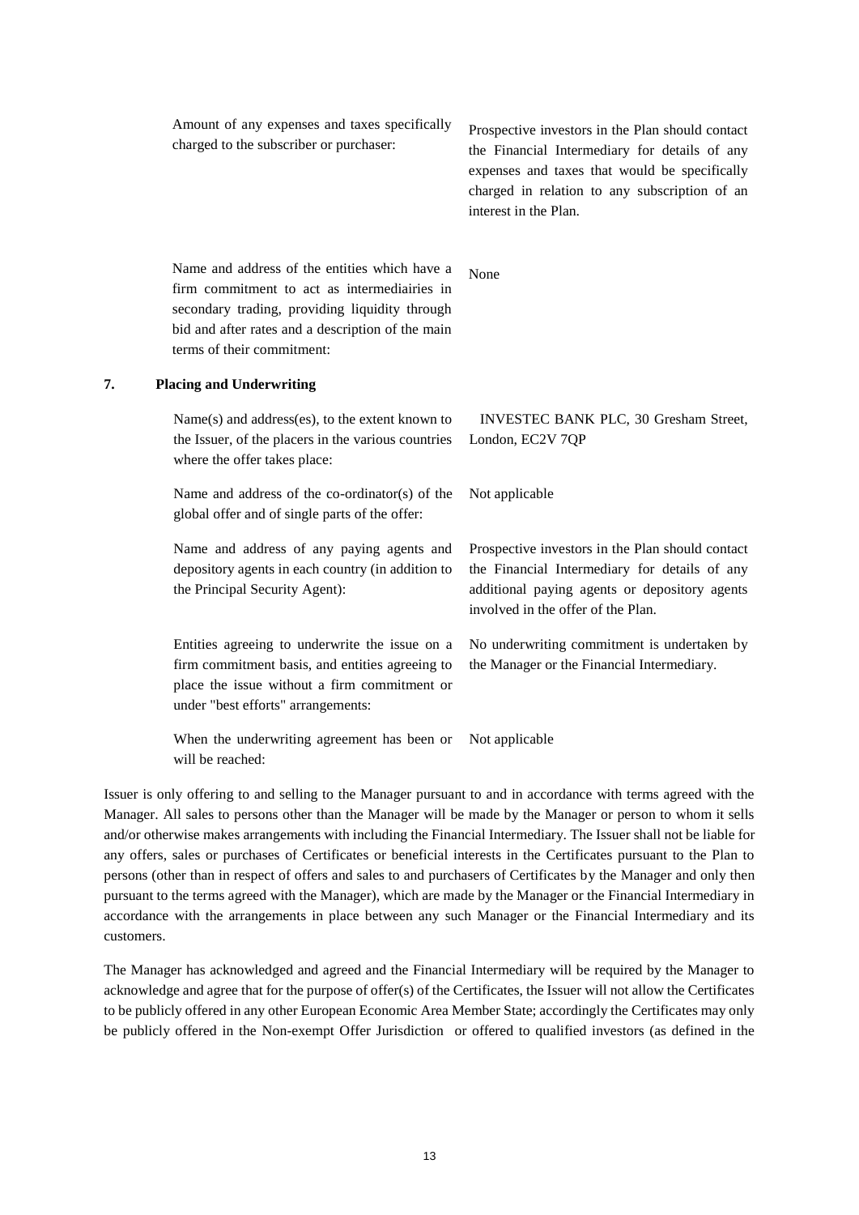| | |
|---|---|
| Amount of any expenses and taxes specifically charged to the subscriber or purchaser: | Prospective investors in the Plan should contact the Financial Intermediary for details of any expenses and taxes that would be specifically charged in relation to any subscription of an interest in the Plan. |
| Name and address of the entities which have a firm commitment to act as intermediairies in secondary trading, providing liquidity through bid and after rates and a description of the main terms of their commitment: | None |

## 7. Placing and Underwriting

| | |
|---|---|
| Name(s) and address(es), to the extent known to the Issuer, of the placers in the various countries where the offer takes place: | INVESTEC BANK PLC, 30 Gresham Street, London, EC2V 7QP |
| Name and address of the co-ordinator(s) of the global offer and of single parts of the offer: | Not applicable |
| Name and address of any paying agents and depository agents in each country (in addition to the Principal Security Agent): | Prospective investors in the Plan should contact the Financial Intermediary for details of any additional paying agents or depository agents involved in the offer of the Plan. |
| Entities agreeing to underwrite the issue on a firm commitment basis, and entities agreeing to place the issue without a firm commitment or under "best efforts" arrangements: | No underwriting commitment is undertaken by the Manager or the Financial Intermediary. |
| When the underwriting agreement has been or will be reached: | Not applicable |

Issuer is only offering to and selling to the Manager pursuant to and in accordance with terms agreed with the Manager. All sales to persons other than the Manager will be made by the Manager or person to whom it sells and/or otherwise makes arrangements with including the Financial Intermediary. The Issuer shall not be liable for any offers, sales or purchases of Certificates or beneficial interests in the Certificates pursuant to the Plan to persons (other than in respect of offers and sales to and purchasers of Certificates by the Manager and only then pursuant to the terms agreed with the Manager), which are made by the Manager or the Financial Intermediary in accordance with the arrangements in place between any such Manager or the Financial Intermediary and its customers.

The Manager has acknowledged and agreed and the Financial Intermediary will be required by the Manager to acknowledge and agree that for the purpose of offer(s) of the Certificates, the Issuer will not allow the Certificates to be publicly offered in any other European Economic Area Member State; accordingly the Certificates may only be publicly offered in the Non-exempt Offer Jurisdiction or offered to qualified investors (as defined in the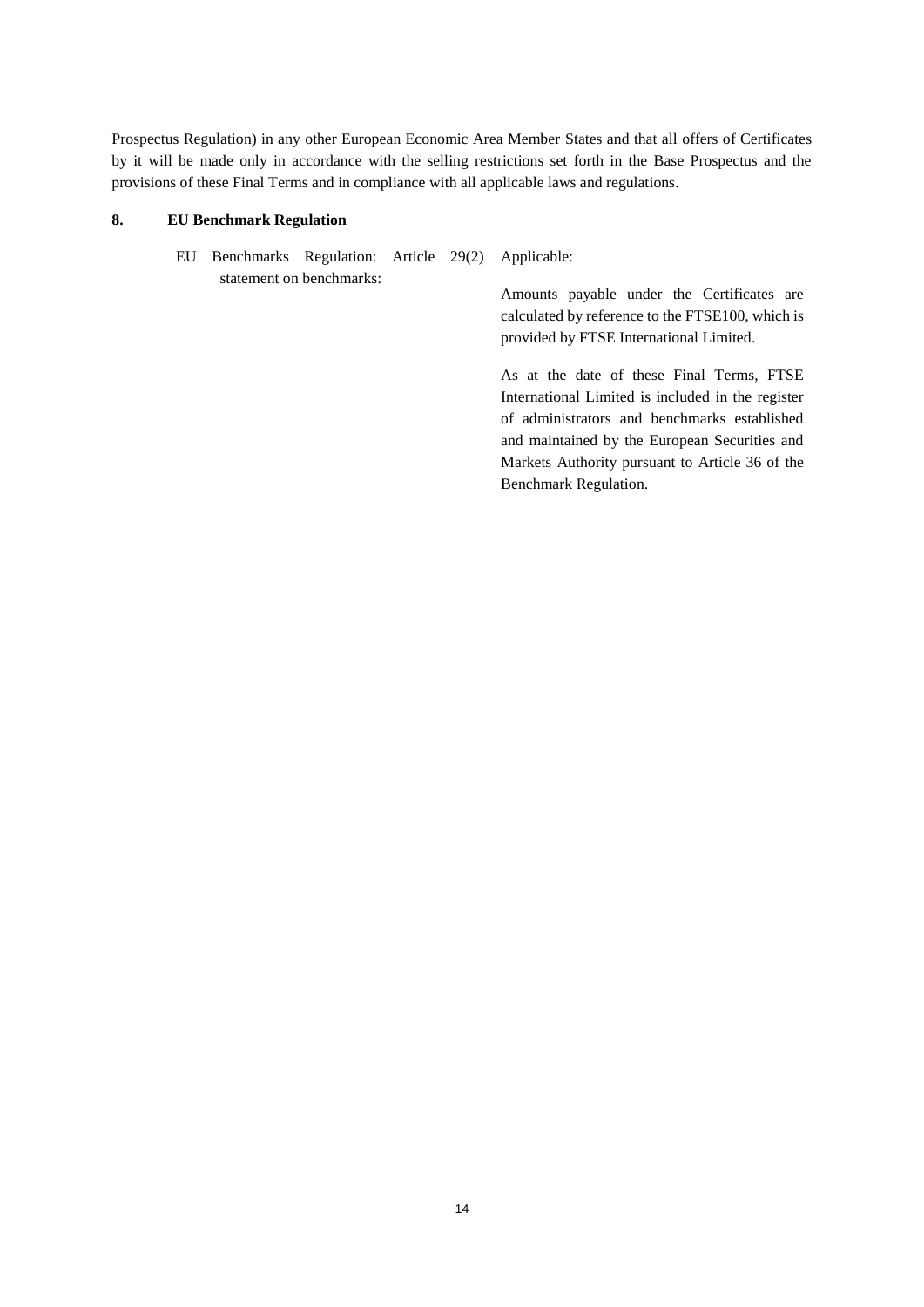Prospectus Regulation) in any other European Economic Area Member States and that all offers of Certificates by it will be made only in accordance with the selling restrictions set forth in the Base Prospectus and the provisions of these Final Terms and in compliance with all applicable laws and regulations.

## 8. EU Benchmark Regulation

| | |
|---|---|
| EU Benchmarks Regulation: Article 29(2) statement on benchmarks: | Applicable:<br><br>Amounts payable under the Certificates are calculated by reference to the FTSE100, which is provided by FTSE International Limited.<br><br>As at the date of these Final Terms, FTSE International Limited is included in the register of administrators and benchmarks established and maintained by the European Securities and Markets Authority pursuant to Article 36 of the Benchmark Regulation. |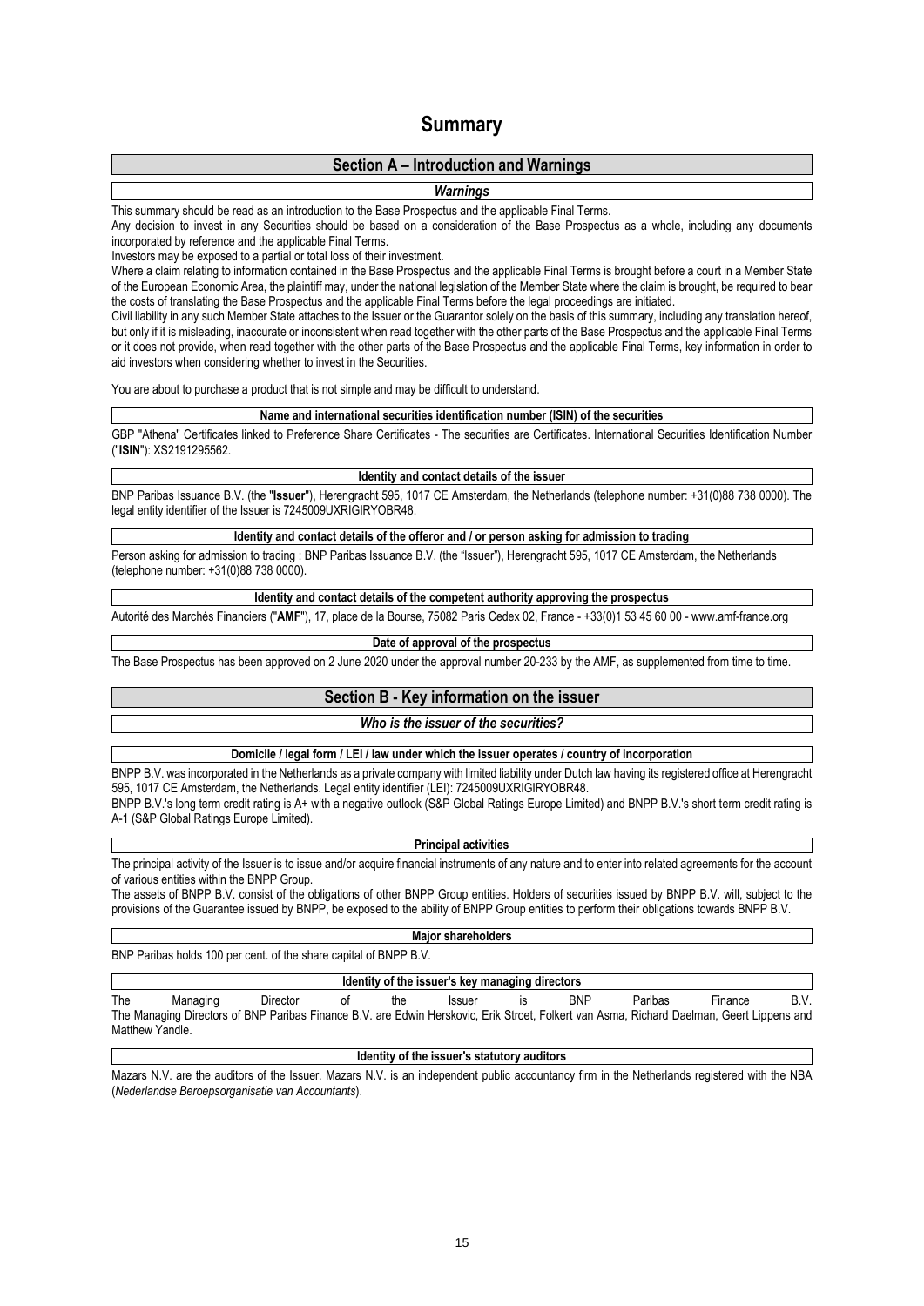# Summary

## Section A – Introduction and Warnings

### *Warnings*

This summary should be read as an introduction to the Base Prospectus and the applicable Final Terms.

Any decision to invest in any Securities should be based on a consideration of the Base Prospectus as a whole, including any documents incorporated by reference and the applicable Final Terms.

Investors may be exposed to a partial or total loss of their investment.

Where a claim relating to information contained in the Base Prospectus and the applicable Final Terms is brought before a court in a Member State of the European Economic Area, the plaintiff may, under the national legislation of the Member State where the claim is brought, be required to bear the costs of translating the Base Prospectus and the applicable Final Terms before the legal proceedings are initiated.

Civil liability in any such Member State attaches to the Issuer or the Guarantor solely on the basis of this summary, including any translation hereof, but only if it is misleading, inaccurate or inconsistent when read together with the other parts of the Base Prospectus and the applicable Final Terms or it does not provide, when read together with the other parts of the Base Prospectus and the applicable Final Terms, key information in order to aid investors when considering whether to invest in the Securities.

You are about to purchase a product that is not simple and may be difficult to understand.

#### Name and international securities identification number (ISIN) of the securities

GBP "Athena" Certificates linked to Preference Share Certificates - The securities are Certificates. International Securities Identification Number ("**ISIN**"): XS2191295562.

#### Identity and contact details of the issuer

BNP Paribas Issuance B.V. (the "**Issuer**"), Herengracht 595, 1017 CE Amsterdam, the Netherlands (telephone number: +31(0)88 738 0000). The legal entity identifier of the Issuer is 7245009UXRIGIRYOBR48.

#### Identity and contact details of the offeror and / or person asking for admission to trading

Person asking for admission to trading : BNP Paribas Issuance B.V. (the "Issuer"), Herengracht 595, 1017 CE Amsterdam, the Netherlands (telephone number: +31(0)88 738 0000).

#### Identity and contact details of the competent authority approving the prospectus

Autorité des Marchés Financiers ("**AMF**"), 17, place de la Bourse, 75082 Paris Cedex 02, France - +33(0)1 53 45 60 00 - www.amf-france.org

#### Date of approval of the prospectus

The Base Prospectus has been approved on 2 June 2020 under the approval number 20-233 by the AMF, as supplemented from time to time.

## Section B - Key information on the issuer

### *Who is the issuer of the securities?*

#### Domicile / legal form / LEI / law under which the issuer operates / country of incorporation

BNPP B.V. was incorporated in the Netherlands as a private company with limited liability under Dutch law having its registered office at Herengracht 595, 1017 CE Amsterdam, the Netherlands. Legal entity identifier (LEI): 7245009UXRIGIRYOBR48.

BNPP B.V.'s long term credit rating is A+ with a negative outlook (S&P Global Ratings Europe Limited) and BNPP B.V.'s short term credit rating is A-1 (S&P Global Ratings Europe Limited).

#### Principal activities

The principal activity of the Issuer is to issue and/or acquire financial instruments of any nature and to enter into related agreements for the account of various entities within the BNPP Group.

The assets of BNPP B.V. consist of the obligations of other BNPP Group entities. Holders of securities issued by BNPP B.V. will, subject to the provisions of the Guarantee issued by BNPP, be exposed to the ability of BNPP Group entities to perform their obligations towards BNPP B.V.

#### Major shareholders

BNP Paribas holds 100 per cent. of the share capital of BNPP B.V.

#### Identity of the issuer's key managing directors

The Managing Director of the Issuer is BNP Paribas Finance B.V. The Managing Directors of BNP Paribas Finance B.V. are Edwin Herskovic, Erik Stroet, Folkert van Asma, Richard Daelman, Geert Lippens and Matthew Yandle.

#### Identity of the issuer's statutory auditors

Mazars N.V. are the auditors of the Issuer. Mazars N.V. is an independent public accountancy firm in the Netherlands registered with the NBA (*Nederlandse Beroepsorganisatie van Accountants*).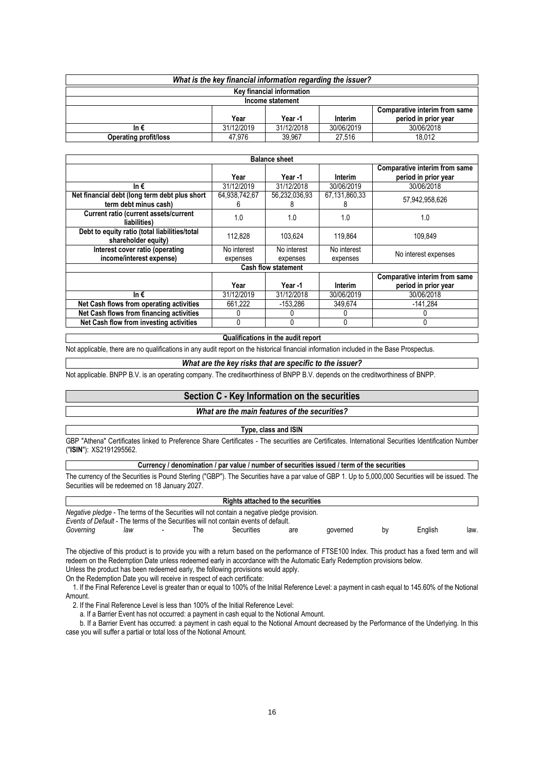| *What is the key financial information regarding the issuer?* | | | | |
|---|---|---|---|---|
| **Key financial information** | | | | |
| **Income statement** | | | | |
| | **Year** | **Year -1** | **Interim** | **Comparative interim from same period in prior year** |
| **In €** | 31/12/2019 | 31/12/2018 | 30/06/2019 | 30/06/2018 |
| **Operating profit/loss** | 47,976 | 39,967 | 27,516 | 18,012 |

| **Balance sheet** | | | | |
|---|---|---|---|---|
| | **Year** | **Year -1** | **Interim** | **Comparative interim from same period in prior year** |
| **In €** | 31/12/2019 | 31/12/2018 | 30/06/2019 | 30/06/2018 |
| **Net financial debt (long term debt plus short term debt minus cash)** | 64,938,742,676 | 56,232,036,938 | 67,131,860,338 | 57,942,958,626 |
| **Current ratio (current assets/current liabilities)** | 1.0 | 1.0 | 1.0 | 1.0 |
| **Debt to equity ratio (total liabilities/total shareholder equity)** | 112,828 | 103,624 | 119,864 | 109,849 |
| **Interest cover ratio (operating income/interest expense)** | No interest expenses | No interest expenses | No interest expenses | No interest expenses |
| **Cash flow statement** | | | | |
| | **Year** | **Year -1** | **Interim** | **Comparative interim from same period in prior year** |
| **In €** | 31/12/2019 | 31/12/2018 | 30/06/2019 | 30/06/2018 |
| **Net Cash flows from operating activities** | 661,222 | -153,286 | 349,674 | -141,284 |
| **Net Cash flows from financing activities** | 0 | 0 | 0 | 0 |
| **Net Cash flow from investing activities** | 0 | 0 | 0 | 0 |

**Qualifications in the audit report**

Not applicable, there are no qualifications in any audit report on the historical financial information included in the Base Prospectus.

***What are the key risks that are specific to the issuer?***

Not applicable. BNPP B.V. is an operating company. The creditworthiness of BNPP B.V. depends on the creditworthiness of BNPP.

## Section C - Key Information on the securities

***What are the main features of the securities?***

**Type, class and ISIN**

GBP "Athena" Certificates linked to Preference Share Certificates - The securities are Certificates. International Securities Identification Number ("**ISIN**"): XS2191295562.

**Currency / denomination / par value / number of securities issued / term of the securities**

The currency of the Securities is Pound Sterling ("GBP"). The Securities have a par value of GBP 1. Up to 5,000,000 Securities will be issued. The Securities will be redeemed on 18 January 2027.

**Rights attached to the securities**

*Negative pledge* - The terms of the Securities will not contain a negative pledge provision.

*Events of Default* - The terms of the Securities will not contain events of default.

*Governing law* - The Securities are governed by English law.

The objective of this product is to provide you with a return based on the performance of FTSE100 Index. This product has a fixed term and will redeem on the Redemption Date unless redeemed early in accordance with the Automatic Early Redemption provisions below.

Unless the product has been redeemed early, the following provisions would apply.

On the Redemption Date you will receive in respect of each certificate:

1. If the Final Reference Level is greater than or equal to 100% of the Initial Reference Level: a payment in cash equal to 145.60% of the Notional Amount.
2. If the Final Reference Level is less than 100% of the Initial Reference Level:
   a. If a Barrier Event has not occurred: a payment in cash equal to the Notional Amount.
   b. If a Barrier Event has occurred: a payment in cash equal to the Notional Amount decreased by the Performance of the Underlying. In this case you will suffer a partial or total loss of the Notional Amount.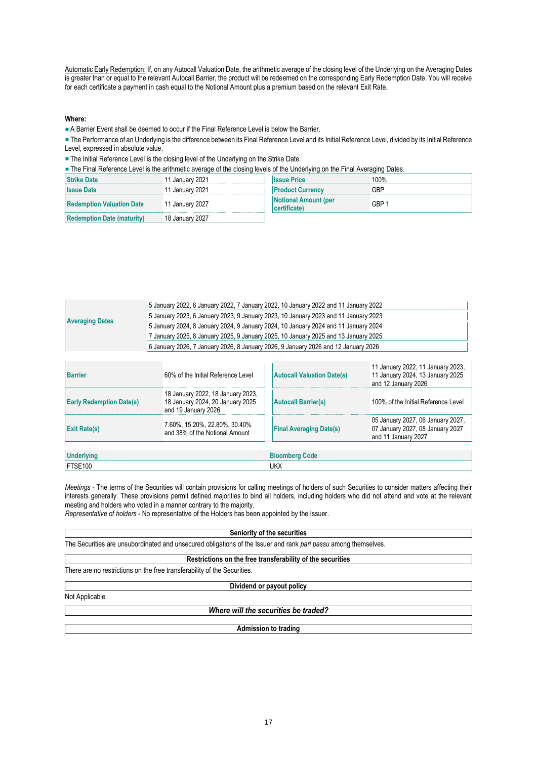Automatic Early Redemption: If, on any Autocall Valuation Date, the arithmetic average of the closing level of the Underlying on the Averaging Dates is greater than or equal to the relevant Autocall Barrier, the product will be redeemed on the corresponding Early Redemption Date. You will receive for each certificate a payment in cash equal to the Notional Amount plus a premium based on the relevant Exit Rate.

**Where:**

- A Barrier Event shall be deemed to occur if the Final Reference Level is below the Barrier.
- The Performance of an Underlying is the difference between its Final Reference Level and its Initial Reference Level, divided by its Initial Reference Level, expressed in absolute value.
- The Initial Reference Level is the closing level of the Underlying on the Strike Date.
- The Final Reference Level is the arithmetic average of the closing levels of the Underlying on the Final Averaging Dates.

| | | | |
|---|---|---|---|
| **Strike Date** | 11 January 2021 | **Issue Price** | 100% |
| **Issue Date** | 11 January 2021 | **Product Currency** | GBP |
| **Redemption Valuation Date** | 11 January 2027 | **Notional Amount (per certificate)** | GBP 1 |
| **Redemption Date (maturity)** | 18 January 2027 | | |

| | |
|---|---|
| **Averaging Dates** | 5 January 2022, 6 January 2022, 7 January 2022, 10 January 2022 and 11 January 2022 |
| | 5 January 2023, 6 January 2023, 9 January 2023, 10 January 2023 and 11 January 2023 |
| | 5 January 2024, 8 January 2024, 9 January 2024, 10 January 2024 and 11 January 2024 |
| | 7 January 2025, 8 January 2025, 9 January 2025, 10 January 2025 and 13 January 2025 |
| | 6 January 2026, 7 January 2026, 8 January 2026, 9 January 2026 and 12 January 2026 |

| | | | |
|---|---|---|---|
| **Barrier** | 60% of the Initial Reference Level | **Autocall Valuation Date(s)** | 11 January 2022, 11 January 2023, 11 January 2024, 13 January 2025 and 12 January 2026 |
| **Early Redemption Date(s)** | 18 January 2022, 18 January 2023, 18 January 2024, 20 January 2025 and 19 January 2026 | **Autocall Barrier(s)** | 100% of the Initial Reference Level |
| **Exit Rate(s)** | 7.60%, 15.20%, 22.80%, 30.40% and 38% of the Notional Amount | **Final Averaging Date(s)** | 05 January 2027, 06 January 2027, 07 January 2027, 08 January 2027 and 11 January 2027 |

| Underlying | Bloomberg Code |
|---|---|
| FTSE100 | UKX |

*Meetings* - The terms of the Securities will contain provisions for calling meetings of holders of such Securities to consider matters affecting their interests generally. These provisions permit defined majorities to bind all holders, including holders who did not attend and vote at the relevant meeting and holders who voted in a manner contrary to the majority.
*Representative of holders* - No representative of the Holders has been appointed by the Issuer.

**Seniority of the securities**

The Securities are unsubordinated and unsecured obligations of the Issuer and rank *pari passu* among themselves.

**Restrictions on the free transferability of the securities**

There are no restrictions on the free transferability of the Securities.

**Dividend or payout policy**

Not Applicable

***Where will the securities be traded?***

**Admission to trading**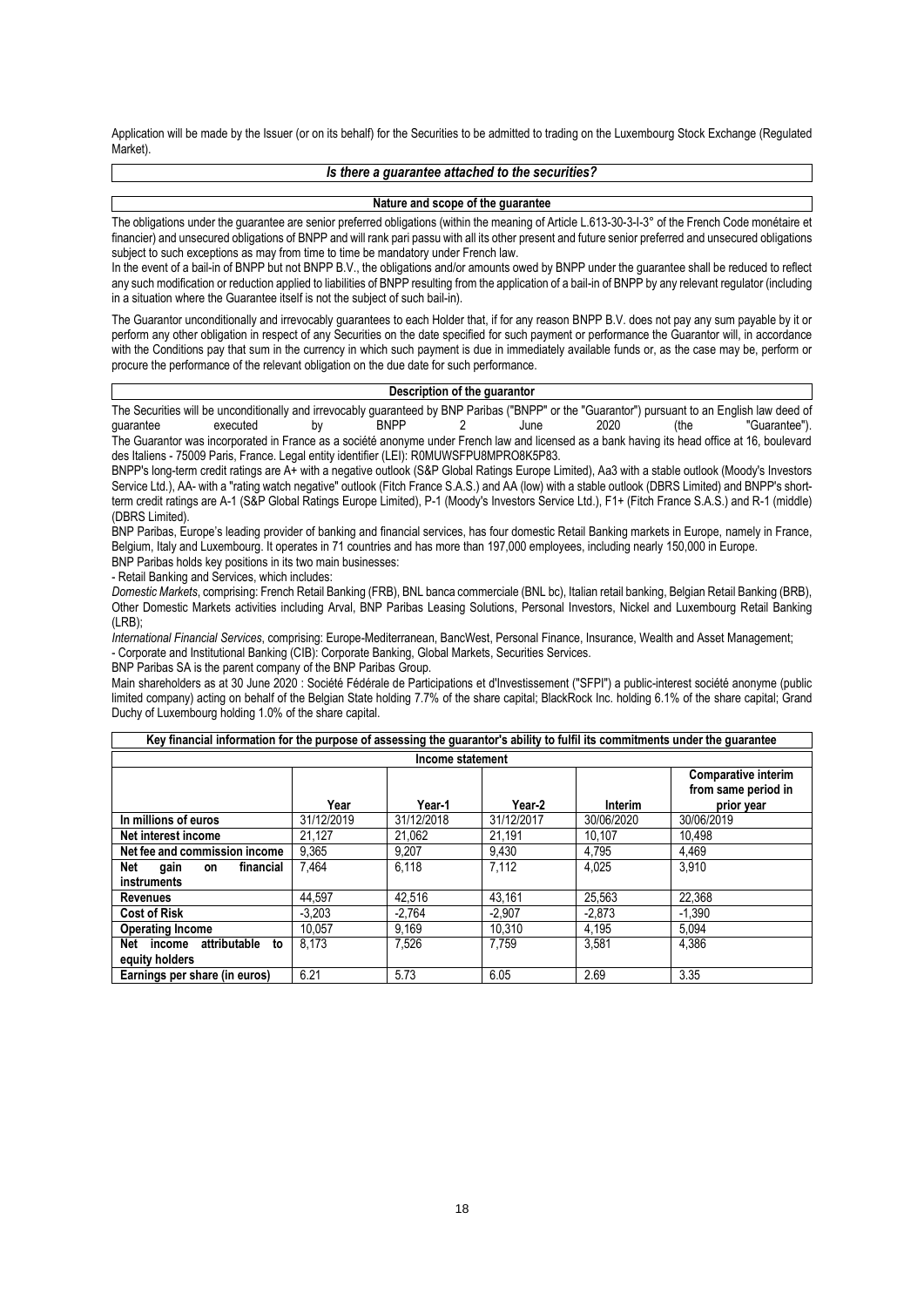Application will be made by the Issuer (or on its behalf) for the Securities to be admitted to trading on the Luxembourg Stock Exchange (Regulated Market).

### *Is there a guarantee attached to the securities?*

#### Nature and scope of the guarantee

The obligations under the guarantee are senior preferred obligations (within the meaning of Article L.613-30-3-I-3° of the French Code monétaire et financier) and unsecured obligations of BNPP and will rank pari passu with all its other present and future senior preferred and unsecured obligations subject to such exceptions as may from time to time be mandatory under French law.

In the event of a bail-in of BNPP but not BNPP B.V., the obligations and/or amounts owed by BNPP under the guarantee shall be reduced to reflect any such modification or reduction applied to liabilities of BNPP resulting from the application of a bail-in of BNPP by any relevant regulator (including in a situation where the Guarantee itself is not the subject of such bail-in).

The Guarantor unconditionally and irrevocably guarantees to each Holder that, if for any reason BNPP B.V. does not pay any sum payable by it or perform any other obligation in respect of any Securities on the date specified for such payment or performance the Guarantor will, in accordance with the Conditions pay that sum in the currency in which such payment is due in immediately available funds or, as the case may be, perform or procure the performance of the relevant obligation on the due date for such performance.

#### Description of the guarantor

The Securities will be unconditionally and irrevocably guaranteed by BNP Paribas ("BNPP" or the "Guarantor") pursuant to an English law deed of guarantee executed by BNPP 2 June 2020 (the "Guarantee").

The Guarantor was incorporated in France as a société anonyme under French law and licensed as a bank having its head office at 16, boulevard des Italiens - 75009 Paris, France. Legal entity identifier (LEI): R0MUWSFPU8MPRO8K5P83.

BNPP's long-term credit ratings are A+ with a negative outlook (S&P Global Ratings Europe Limited), Aa3 with a stable outlook (Moody's Investors Service Ltd.), AA- with a "rating watch negative" outlook (Fitch France S.A.S.) and AA (low) with a stable outlook (DBRS Limited) and BNPP's short-term credit ratings are A-1 (S&P Global Ratings Europe Limited), P-1 (Moody's Investors Service Ltd.), F1+ (Fitch France S.A.S.) and R-1 (middle) (DBRS Limited).

BNP Paribas, Europe's leading provider of banking and financial services, has four domestic Retail Banking markets in Europe, namely in France, Belgium, Italy and Luxembourg. It operates in 71 countries and has more than 197,000 employees, including nearly 150,000 in Europe.

BNP Paribas holds key positions in its two main businesses:

- Retail Banking and Services, which includes:

*Domestic Markets*, comprising: French Retail Banking (FRB), BNL banca commerciale (BNL bc), Italian retail banking, Belgian Retail Banking (BRB), Other Domestic Markets activities including Arval, BNP Paribas Leasing Solutions, Personal Investors, Nickel and Luxembourg Retail Banking (LRB);

*International Financial Services*, comprising: Europe-Mediterranean, BancWest, Personal Finance, Insurance, Wealth and Asset Management;

- Corporate and Institutional Banking (CIB): Corporate Banking, Global Markets, Securities Services.

BNP Paribas SA is the parent company of the BNP Paribas Group.

Main shareholders as at 30 June 2020 : Société Fédérale de Participations et d'Investissement ("SFPI") a public-interest société anonyme (public limited company) acting on behalf of the Belgian State holding 7.7% of the share capital; BlackRock Inc. holding 6.1% of the share capital; Grand Duchy of Luxembourg holding 1.0% of the share capital.

#### Key financial information for the purpose of assessing the guarantor's ability to fulfil its commitments under the guarantee

| Income statement | | | | | |
|---|---|---|---|---|---|
| | Year | Year-1 | Year-2 | Interim | Comparative interim from same period in prior year |
| In millions of euros | 31/12/2019 | 31/12/2018 | 31/12/2017 | 30/06/2020 | 30/06/2019 |
| Net interest income | 21,127 | 21,062 | 21,191 | 10,107 | 10,498 |
| Net fee and commission income | 9,365 | 9,207 | 9,430 | 4,795 | 4,469 |
| Net gain on financial instruments | 7,464 | 6,118 | 7,112 | 4,025 | 3,910 |
| Revenues | 44,597 | 42,516 | 43,161 | 25,563 | 22,368 |
| Cost of Risk | -3,203 | -2,764 | -2,907 | -2,873 | -1,390 |
| Operating Income | 10,057 | 9,169 | 10,310 | 4,195 | 5,094 |
| Net income attributable to equity holders | 8,173 | 7,526 | 7,759 | 3,581 | 4,386 |
| Earnings per share (in euros) | 6.21 | 5.73 | 6.05 | 2.69 | 3.35 |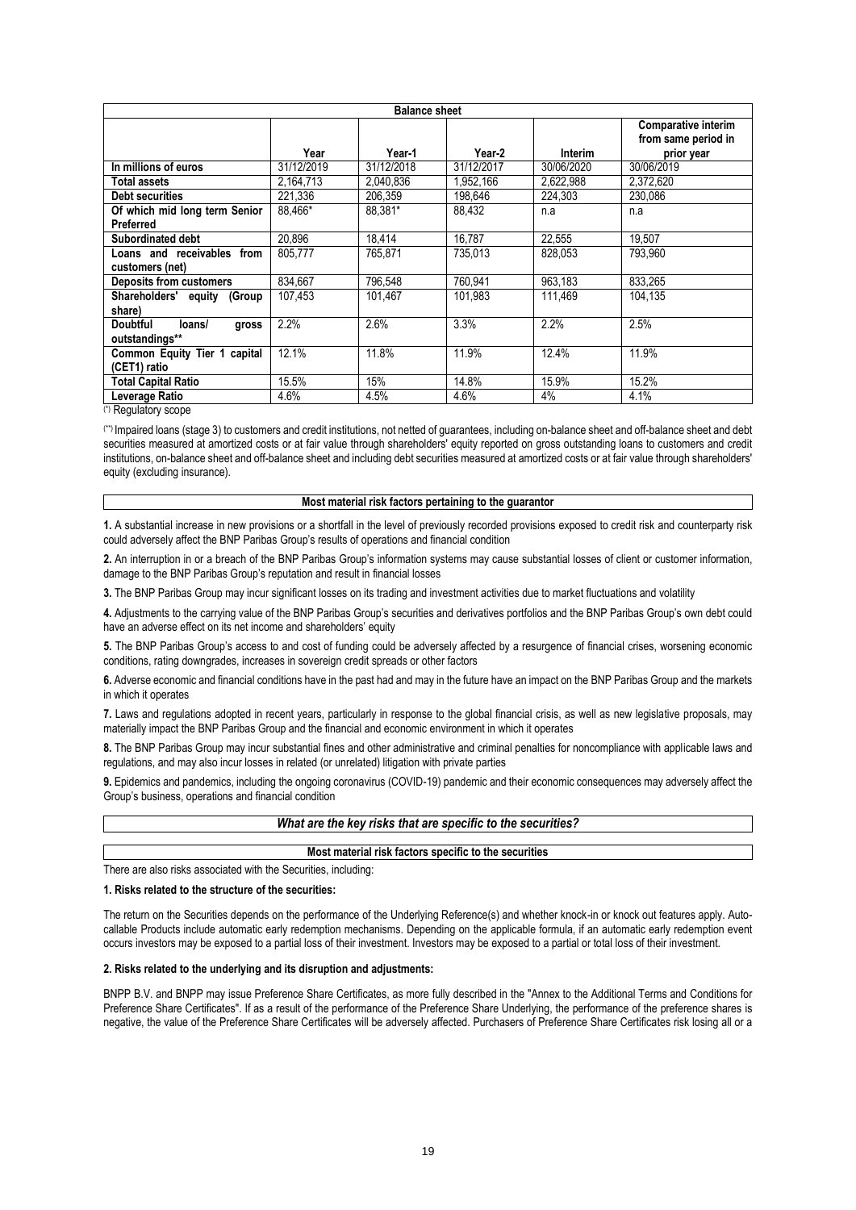| Balance sheet | | | | | |
|---|---|---|---|---|---|
| | Year | Year-1 | Year-2 | Interim | Comparative interim from same period in prior year |
| In millions of euros | 31/12/2019 | 31/12/2018 | 31/12/2017 | 30/06/2020 | 30/06/2019 |
| Total assets | 2,164,713 | 2,040,836 | 1,952,166 | 2,622,988 | 2,372,620 |
| Debt securities | 221,336 | 206,359 | 198,646 | 224,303 | 230,086 |
| Of which mid long term Senior Preferred | 88,466* | 88,381* | 88,432 | n.a | n.a |
| Subordinated debt | 20,896 | 18,414 | 16,787 | 22,555 | 19,507 |
| Loans and receivables from customers (net) | 805,777 | 765,871 | 735,013 | 828,053 | 793,960 |
| Deposits from customers | 834,667 | 796,548 | 760,941 | 963,183 | 833,265 |
| Shareholders' equity (Group share) | 107,453 | 101,467 | 101,983 | 111,469 | 104,135 |
| Doubtful loans/ gross outstandings** | 2.2% | 2.6% | 3.3% | 2.2% | 2.5% |
| Common Equity Tier 1 capital (CET1) ratio | 12.1% | 11.8% | 11.9% | 12.4% | 11.9% |
| Total Capital Ratio | 15.5% | 15% | 14.8% | 15.9% | 15.2% |
| Leverage Ratio | 4.6% | 4.5% | 4.6% | 4% | 4.1% |

(*) Regulatory scope

(**) Impaired loans (stage 3) to customers and credit institutions, not netted of guarantees, including on-balance sheet and off-balance sheet and debt securities measured at amortized costs or at fair value through shareholders' equity reported on gross outstanding loans to customers and credit institutions, on-balance sheet and off-balance sheet and including debt securities measured at amortized costs or at fair value through shareholders' equity (excluding insurance).

**Most material risk factors pertaining to the guarantor**

**1.** A substantial increase in new provisions or a shortfall in the level of previously recorded provisions exposed to credit risk and counterparty risk could adversely affect the BNP Paribas Group's results of operations and financial condition

**2.** An interruption in or a breach of the BNP Paribas Group's information systems may cause substantial losses of client or customer information, damage to the BNP Paribas Group's reputation and result in financial losses

**3.** The BNP Paribas Group may incur significant losses on its trading and investment activities due to market fluctuations and volatility

**4.** Adjustments to the carrying value of the BNP Paribas Group's securities and derivatives portfolios and the BNP Paribas Group's own debt could have an adverse effect on its net income and shareholders' equity

**5.** The BNP Paribas Group's access to and cost of funding could be adversely affected by a resurgence of financial crises, worsening economic conditions, rating downgrades, increases in sovereign credit spreads or other factors

**6.** Adverse economic and financial conditions have in the past had and may in the future have an impact on the BNP Paribas Group and the markets in which it operates

**7.** Laws and regulations adopted in recent years, particularly in response to the global financial crisis, as well as new legislative proposals, may materially impact the BNP Paribas Group and the financial and economic environment in which it operates

**8.** The BNP Paribas Group may incur substantial fines and other administrative and criminal penalties for noncompliance with applicable laws and regulations, and may also incur losses in related (or unrelated) litigation with private parties

**9.** Epidemics and pandemics, including the ongoing coronavirus (COVID-19) pandemic and their economic consequences may adversely affect the Group's business, operations and financial condition

***What are the key risks that are specific to the securities?***

**Most material risk factors specific to the securities**

There are also risks associated with the Securities, including:

**1. Risks related to the structure of the securities:**

The return on the Securities depends on the performance of the Underlying Reference(s) and whether knock-in or knock out features apply. Auto-callable Products include automatic early redemption mechanisms. Depending on the applicable formula, if an automatic early redemption event occurs investors may be exposed to a partial loss of their investment. Investors may be exposed to a partial or total loss of their investment.

**2. Risks related to the underlying and its disruption and adjustments:**

BNPP B.V. and BNPP may issue Preference Share Certificates, as more fully described in the "Annex to the Additional Terms and Conditions for Preference Share Certificates". If as a result of the performance of the Preference Share Underlying, the performance of the preference shares is negative, the value of the Preference Share Certificates will be adversely affected. Purchasers of Preference Share Certificates risk losing all or a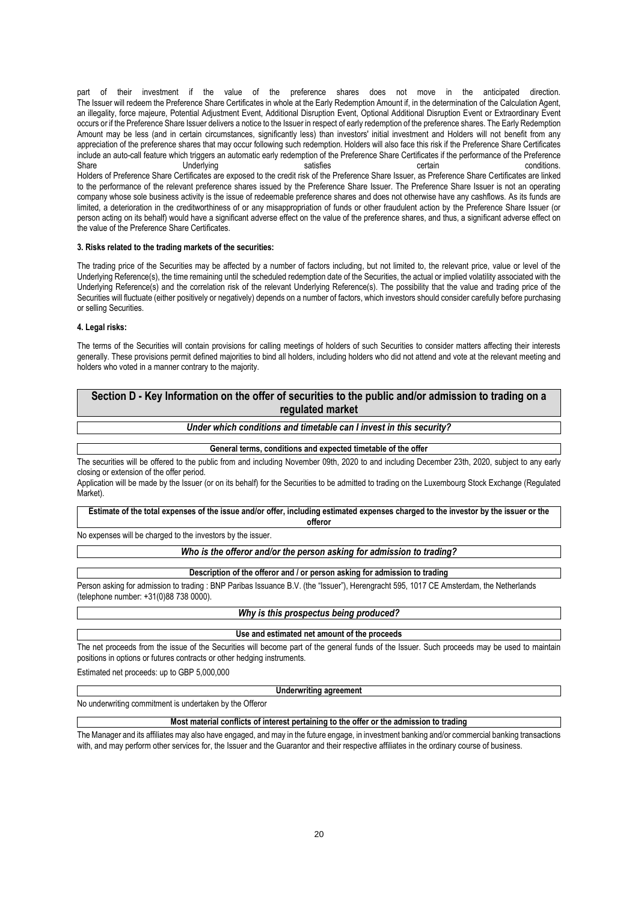part of their investment if the value of the preference shares does not move in the anticipated direction. The Issuer will redeem the Preference Share Certificates in whole at the Early Redemption Amount if, in the determination of the Calculation Agent, an illegality, force majeure, Potential Adjustment Event, Additional Disruption Event, Optional Additional Disruption Event or Extraordinary Event occurs or if the Preference Share Issuer delivers a notice to the Issuer in respect of early redemption of the preference shares. The Early Redemption Amount may be less (and in certain circumstances, significantly less) than investors' initial investment and Holders will not benefit from any appreciation of the preference shares that may occur following such redemption. Holders will also face this risk if the Preference Share Certificates include an auto-call feature which triggers an automatic early redemption of the Preference Share Certificates if the performance of the Preference Share Underlying satisfies certain conditions.
Holders of Preference Share Certificates are exposed to the credit risk of the Preference Share Issuer, as Preference Share Certificates are linked to the performance of the relevant preference shares issued by the Preference Share Issuer. The Preference Share Issuer is not an operating company whose sole business activity is the issue of redeemable preference shares and does not otherwise have any cashflows. As its funds are limited, a deterioration in the creditworthiness of or any misappropriation of funds or other fraudulent action by the Preference Share Issuer (or person acting on its behalf) would have a significant adverse effect on the value of the preference shares, and thus, a significant adverse effect on the value of the Preference Share Certificates.

**3. Risks related to the trading markets of the securities:**

The trading price of the Securities may be affected by a number of factors including, but not limited to, the relevant price, value or level of the Underlying Reference(s), the time remaining until the scheduled redemption date of the Securities, the actual or implied volatility associated with the Underlying Reference(s) and the correlation risk of the relevant Underlying Reference(s). The possibility that the value and trading price of the Securities will fluctuate (either positively or negatively) depends on a number of factors, which investors should consider carefully before purchasing or selling Securities.

**4. Legal risks:**

The terms of the Securities will contain provisions for calling meetings of holders of such Securities to consider matters affecting their interests generally. These provisions permit defined majorities to bind all holders, including holders who did not attend and vote at the relevant meeting and holders who voted in a manner contrary to the majority.

## Section D - Key Information on the offer of securities to the public and/or admission to trading on a regulated market

### *Under which conditions and timetable can I invest in this security?*

**General terms, conditions and expected timetable of the offer**

The securities will be offered to the public from and including November 09th, 2020 to and including December 23th, 2020, subject to any early closing or extension of the offer period.
Application will be made by the Issuer (or on its behalf) for the Securities to be admitted to trading on the Luxembourg Stock Exchange (Regulated Market).

**Estimate of the total expenses of the issue and/or offer, including estimated expenses charged to the investor by the issuer or the offeror**

No expenses will be charged to the investors by the issuer.

### *Who is the offeror and/or the person asking for admission to trading?*

**Description of the offeror and / or person asking for admission to trading**

Person asking for admission to trading : BNP Paribas Issuance B.V. (the "Issuer"), Herengracht 595, 1017 CE Amsterdam, the Netherlands (telephone number: +31(0)88 738 0000).

### *Why is this prospectus being produced?*

**Use and estimated net amount of the proceeds**

The net proceeds from the issue of the Securities will become part of the general funds of the Issuer. Such proceeds may be used to maintain positions in options or futures contracts or other hedging instruments.

Estimated net proceeds: up to GBP 5,000,000

**Underwriting agreement**

No underwriting commitment is undertaken by the Offeror

**Most material conflicts of interest pertaining to the offer or the admission to trading**

The Manager and its affiliates may also have engaged, and may in the future engage, in investment banking and/or commercial banking transactions with, and may perform other services for, the Issuer and the Guarantor and their respective affiliates in the ordinary course of business.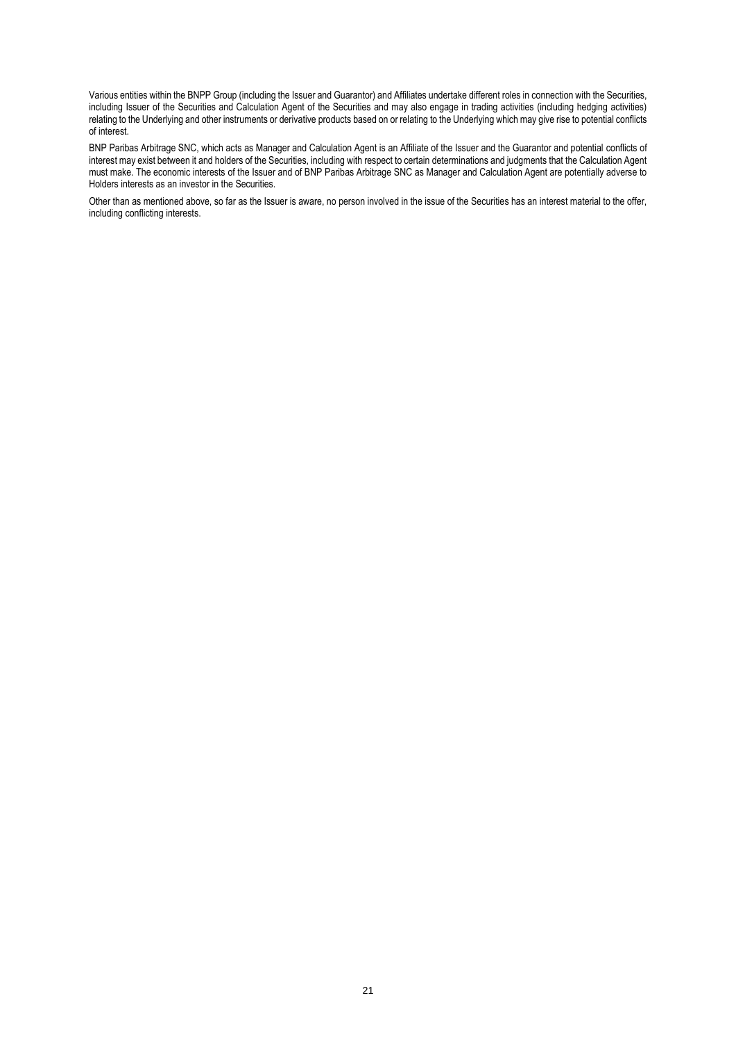Various entities within the BNPP Group (including the Issuer and Guarantor) and Affiliates undertake different roles in connection with the Securities, including Issuer of the Securities and Calculation Agent of the Securities and may also engage in trading activities (including hedging activities) relating to the Underlying and other instruments or derivative products based on or relating to the Underlying which may give rise to potential conflicts of interest.

BNP Paribas Arbitrage SNC, which acts as Manager and Calculation Agent is an Affiliate of the Issuer and the Guarantor and potential conflicts of interest may exist between it and holders of the Securities, including with respect to certain determinations and judgments that the Calculation Agent must make. The economic interests of the Issuer and of BNP Paribas Arbitrage SNC as Manager and Calculation Agent are potentially adverse to Holders interests as an investor in the Securities.

Other than as mentioned above, so far as the Issuer is aware, no person involved in the issue of the Securities has an interest material to the offer, including conflicting interests.